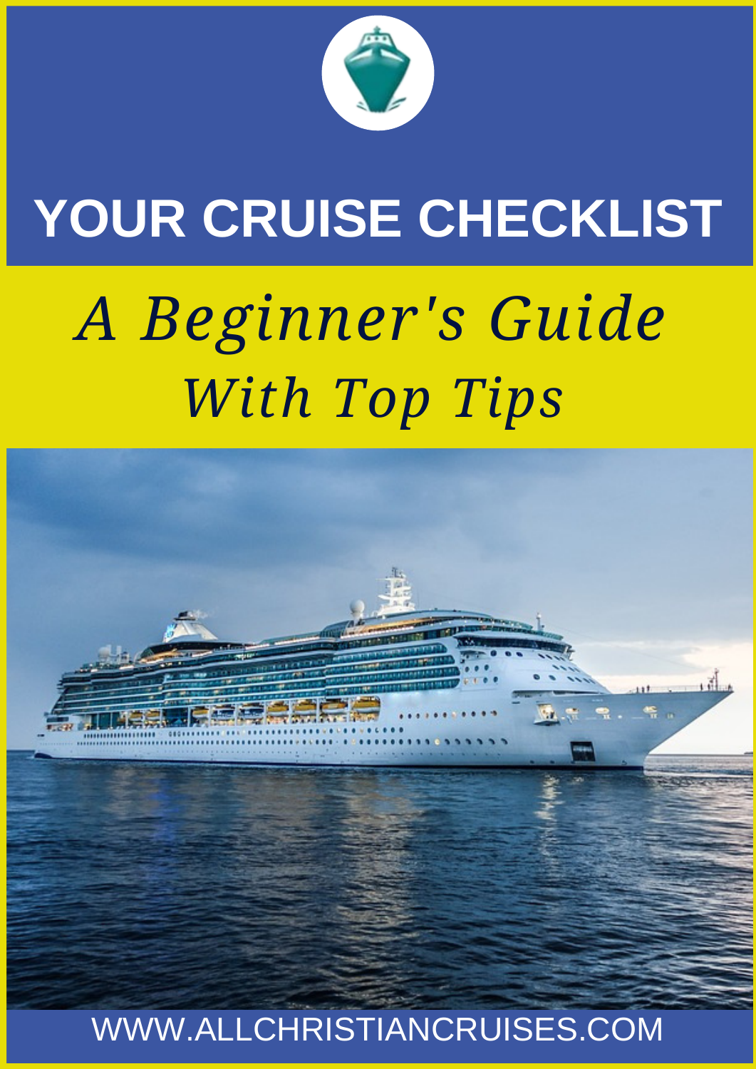# YOUR CRUISE CHECKLIST

## *A Beginner's Guide With Top Tips*

WWW.ALLCHRISTIANCRUISES.COM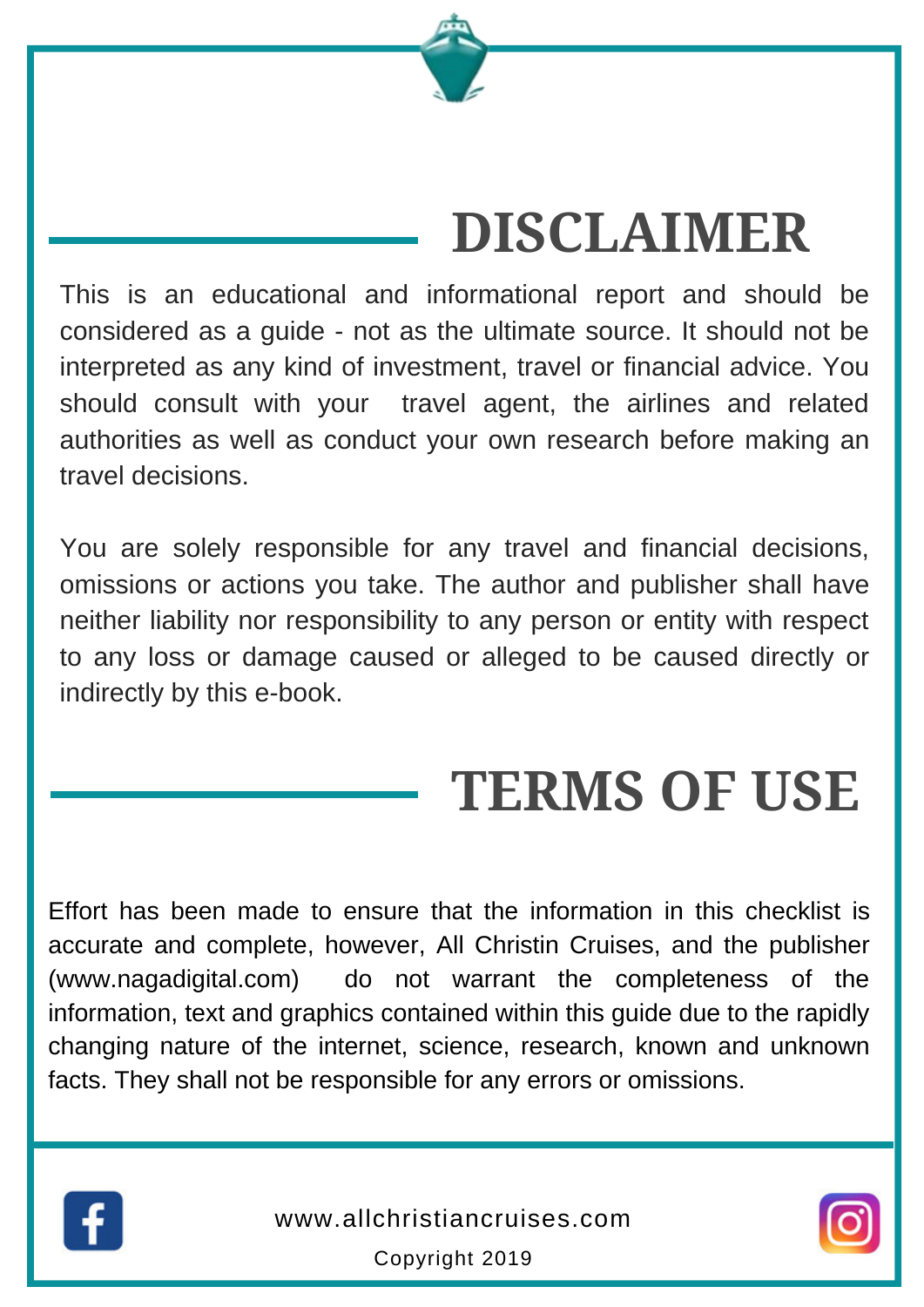# DISCLAIMER

This is an educational and informational report and should be considered as a guide - not as the ultimate source. It should not be interpreted as any kind of investment, travel or financial advice. You should consult with your travel agent, the airlines and related authorities as well as conduct your own research before making an travel decisions.

You are solely responsible for any travel and financial decisions, omissions or actions you take. The author and publisher shall have neither liability nor responsibility to any person or entity with respect to any loss or damage caused or alleged to be caused directly or indirectly by this e-book.

# TERMS OF USE

Effort has been made to ensure that the information in this checklist is accurate and complete, however, All Christin Cruises, and the publisher (www.nagadigital.com) do not warrant the completeness of the information, text and graphics contained within this guide due to the rapidly changing nature of the internet, science, research, known and unknown facts. They shall not be responsible for any errors or omissions.

www.allchristiancruises.com

Copyright 2019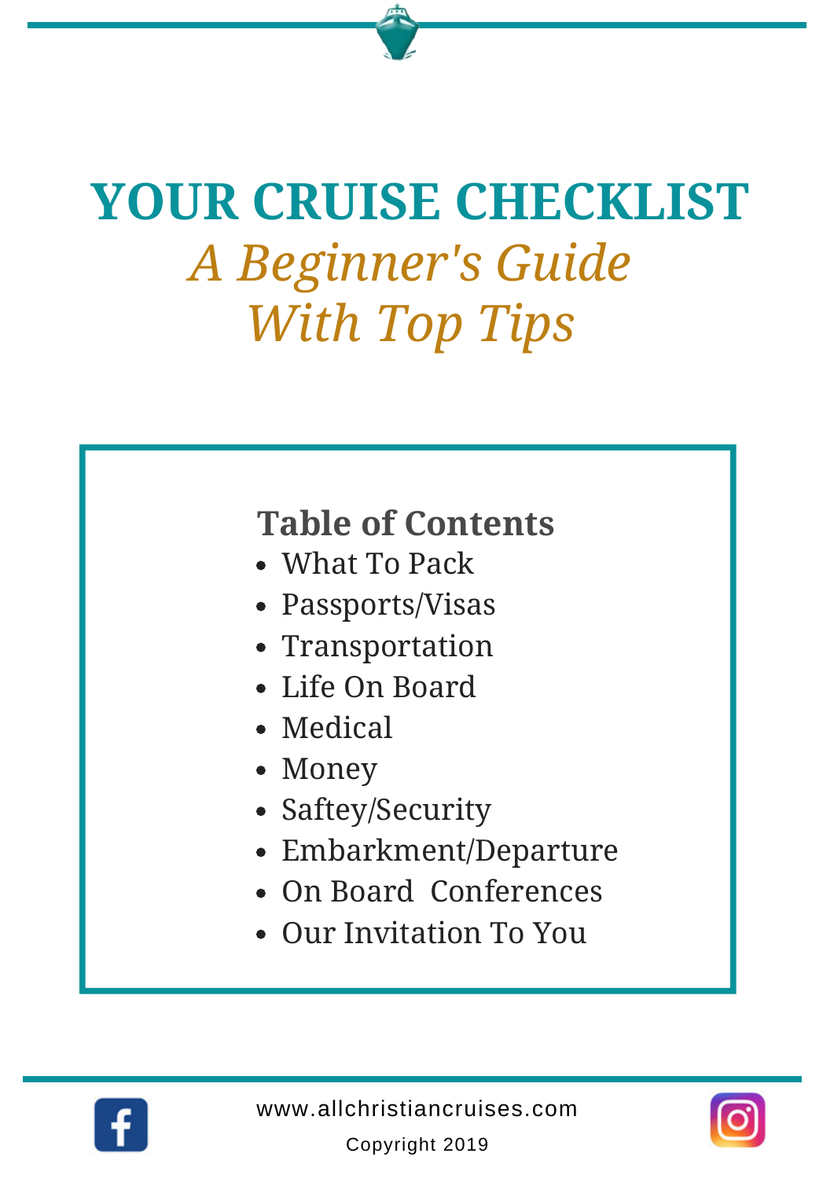# YOUR CRUISE CHECKLIST

## *A Beginner's Guide With Top Tips*

**Table of Contents**

- What To Pack
- Passports/Visas
- Transportation
- Life On Board
- Medical
- Money
- Saftey/Security
- Embarkment/Departure
- On Board  Conferences
- Our Invitation To You

www.allchristiancruises.com

Copyright 2019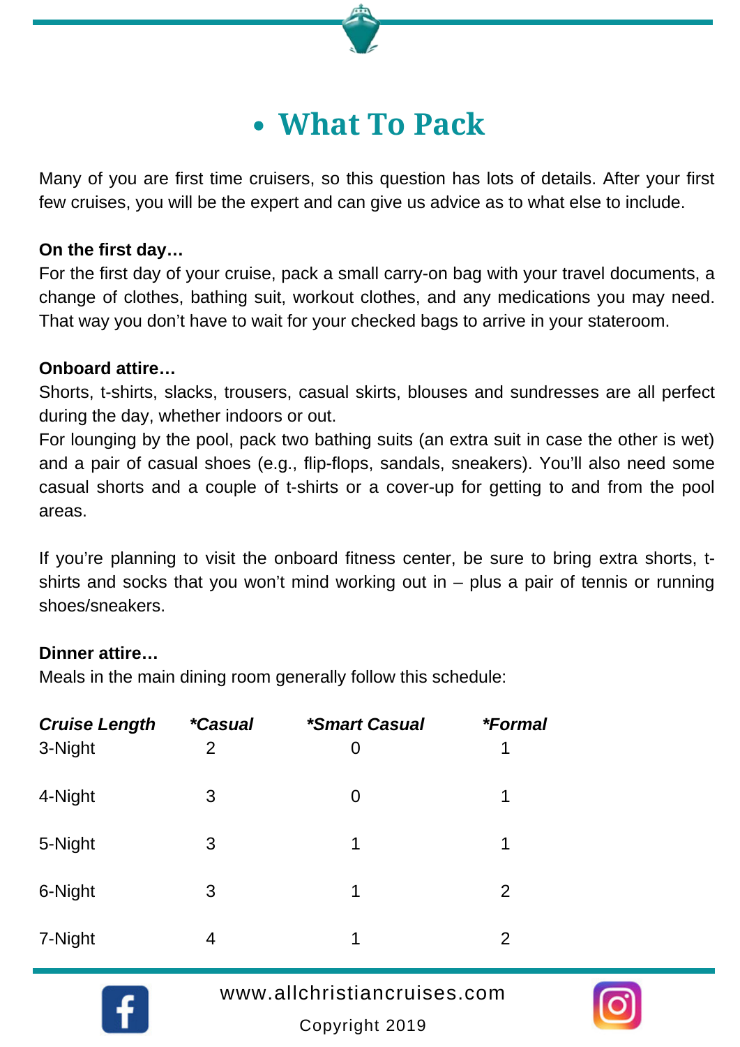# • What To Pack

Many of you are first time cruisers, so this question has lots of details. After your first few cruises, you will be the expert and can give us advice as to what else to include.

**On the first day…**

For the first day of your cruise, pack a small carry-on bag with your travel documents, a change of clothes, bathing suit, workout clothes, and any medications you may need. That way you don't have to wait for your checked bags to arrive in your stateroom.

**Onboard attire…**

Shorts, t-shirts, slacks, trousers, casual skirts, blouses and sundresses are all perfect during the day, whether indoors or out.

For lounging by the pool, pack two bathing suits (an extra suit in case the other is wet) and a pair of casual shoes (e.g., flip-flops, sandals, sneakers). You'll also need some casual shorts and a couple of t-shirts or a cover-up for getting to and from the pool areas.

If you're planning to visit the onboard fitness center, be sure to bring extra shorts, t-shirts and socks that you won't mind working out in – plus a pair of tennis or running shoes/sneakers.

**Dinner attire…**

Meals in the main dining room generally follow this schedule:

| ***Cruise Length*** | ***\*Casual*** | ***\*Smart Casual*** | ***\*Formal*** |
|---|---|---|---|
| 3-Night | 2 | 0 | 1 |
| 4-Night | 3 | 0 | 1 |
| 5-Night | 3 | 1 | 1 |
| 6-Night | 3 | 1 | 2 |
| 7-Night | 4 | 1 | 2 |

www.allchristiancruises.com

Copyright 2019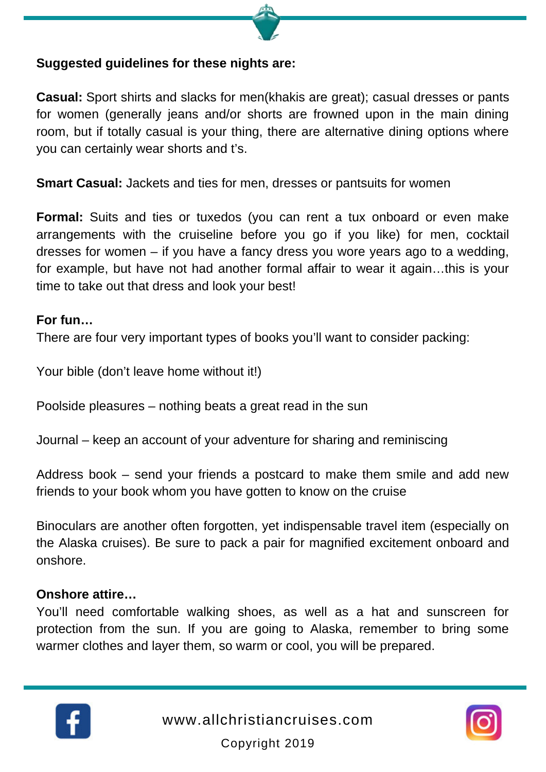**Suggested guidelines for these nights are:**

**Casual:** Sport shirts and slacks for men(khakis are great); casual dresses or pants for women (generally jeans and/or shorts are frowned upon in the main dining room, but if totally casual is your thing, there are alternative dining options where you can certainly wear shorts and t's.

**Smart Casual:** Jackets and ties for men, dresses or pantsuits for women

**Formal:** Suits and ties or tuxedos (you can rent a tux onboard or even make arrangements with the cruiseline before you go if you like) for men, cocktail dresses for women – if you have a fancy dress you wore years ago to a wedding, for example, but have not had another formal affair to wear it again…this is your time to take out that dress and look your best!

**For fun…**

There are four very important types of books you'll want to consider packing:

Your bible (don't leave home without it!)

Poolside pleasures – nothing beats a great read in the sun

Journal – keep an account of your adventure for sharing and reminiscing

Address book – send your friends a postcard to make them smile and add new friends to your book whom you have gotten to know on the cruise

Binoculars are another often forgotten, yet indispensable travel item (especially on the Alaska cruises). Be sure to pack a pair for magnified excitement onboard and onshore.

**Onshore attire…**

You'll need comfortable walking shoes, as well as a hat and sunscreen for protection from the sun. If you are going to Alaska, remember to bring some warmer clothes and layer them, so warm or cool, you will be prepared.

www.allchristiancruises.com

Copyright 2019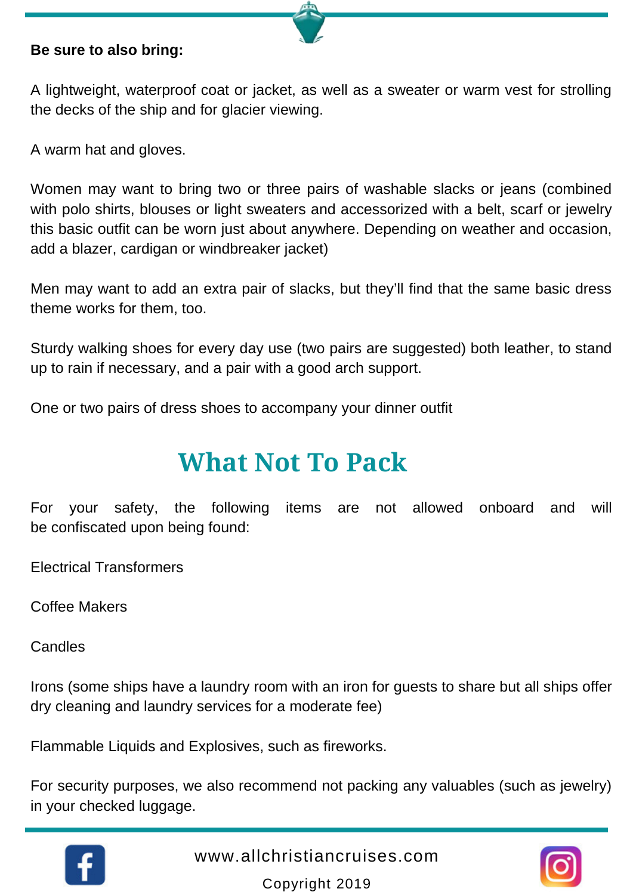**Be sure to also bring:**

A lightweight, waterproof coat or jacket, as well as a sweater or warm vest for strolling the decks of the ship and for glacier viewing.

A warm hat and gloves.

Women may want to bring two or three pairs of washable slacks or jeans (combined with polo shirts, blouses or light sweaters and accessorized with a belt, scarf or jewelry this basic outfit can be worn just about anywhere. Depending on weather and occasion, add a blazer, cardigan or windbreaker jacket)

Men may want to add an extra pair of slacks, but they'll find that the same basic dress theme works for them, too.

Sturdy walking shoes for every day use (two pairs are suggested) both leather, to stand up to rain if necessary, and a pair with a good arch support.

One or two pairs of dress shoes to accompany your dinner outfit

## What Not To Pack

For your safety, the following items are not allowed onboard and will be confiscated upon being found:

Electrical Transformers

Coffee Makers

Candles

Irons (some ships have a laundry room with an iron for guests to share but all ships offer dry cleaning and laundry services for a moderate fee)

Flammable Liquids and Explosives, such as fireworks.

For security purposes, we also recommend not packing any valuables (such as jewelry) in your checked luggage.

www.allchristiancruises.com

Copyright 2019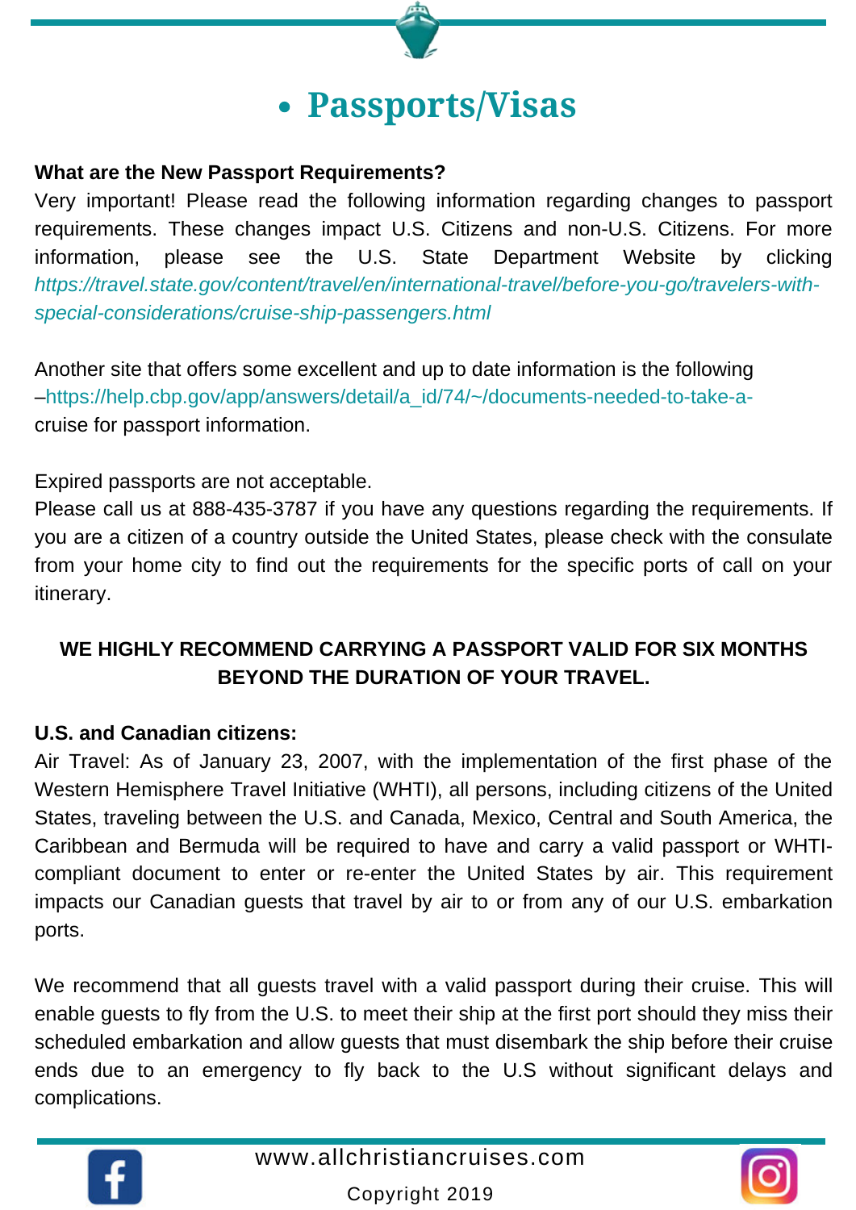# • Passports/Visas

**What are the New Passport Requirements?**

Very important! Please read the following information regarding changes to passport requirements. These changes impact U.S. Citizens and non-U.S. Citizens. For more information, please see the U.S. State Department Website by clicking *https://travel.state.gov/content/travel/en/international-travel/before-you-go/travelers-with-special-considerations/cruise-ship-passengers.html*

Another site that offers some excellent and up to date information is the following –https://help.cbp.gov/app/answers/detail/a_id/74/~/documents-needed-to-take-a-cruise for passport information.

Expired passports are not acceptable.

Please call us at 888-435-3787 if you have any questions regarding the requirements. If you are a citizen of a country outside the United States, please check with the consulate from your home city to find out the requirements for the specific ports of call on your itinerary.

**WE HIGHLY RECOMMEND CARRYING A PASSPORT VALID FOR SIX MONTHS BEYOND THE DURATION OF YOUR TRAVEL.**

**U.S. and Canadian citizens:**

Air Travel: As of January 23, 2007, with the implementation of the first phase of the Western Hemisphere Travel Initiative (WHTI), all persons, including citizens of the United States, traveling between the U.S. and Canada, Mexico, Central and South America, the Caribbean and Bermuda will be required to have and carry a valid passport or WHTI-compliant document to enter or re-enter the United States by air. This requirement impacts our Canadian guests that travel by air to or from any of our U.S. embarkation ports.

We recommend that all guests travel with a valid passport during their cruise. This will enable guests to fly from the U.S. to meet their ship at the first port should they miss their scheduled embarkation and allow guests that must disembark the ship before their cruise ends due to an emergency to fly back to the U.S without significant delays and complications.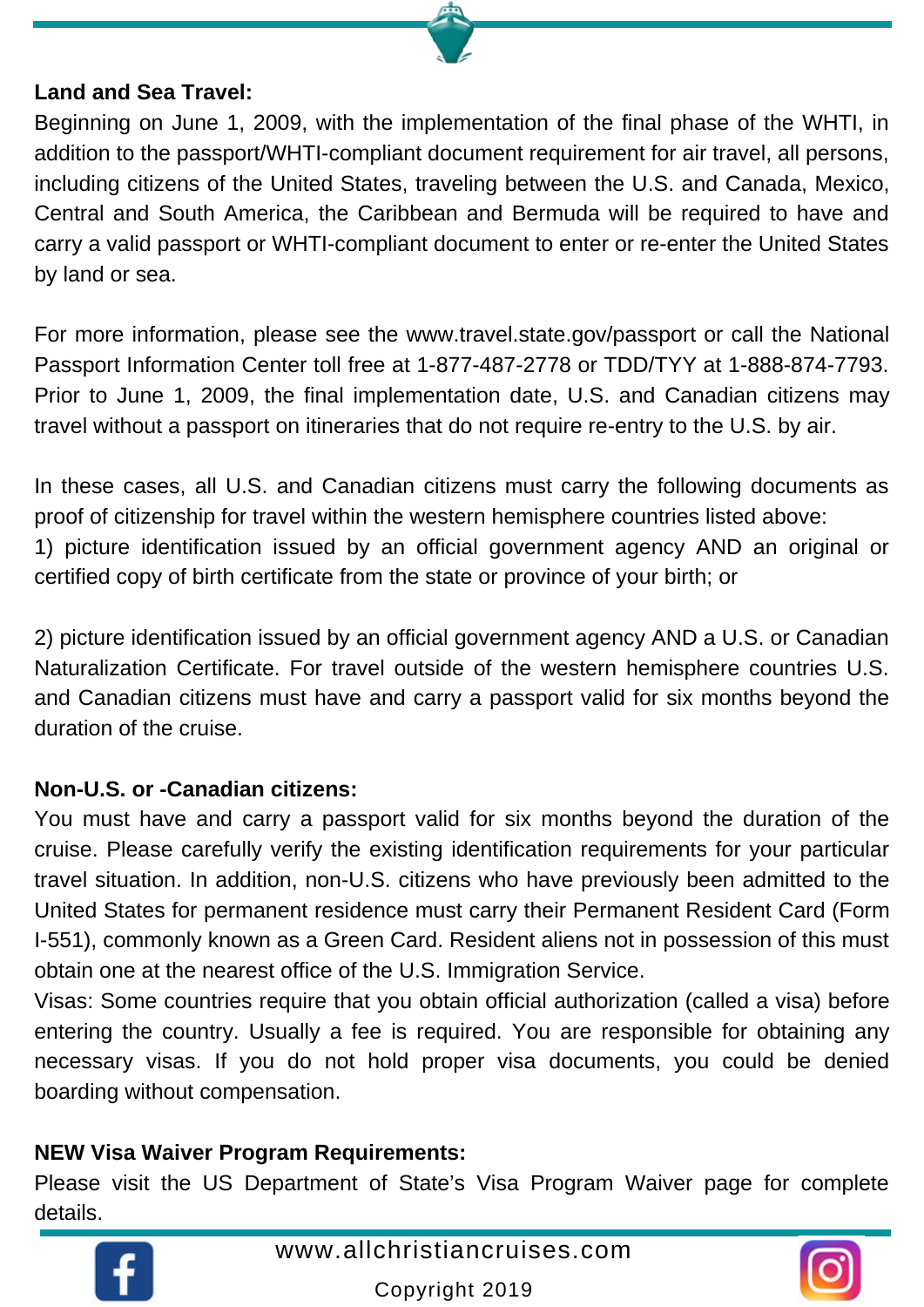**Land and Sea Travel:**

Beginning on June 1, 2009, with the implementation of the final phase of the WHTI, in addition to the passport/WHTI-compliant document requirement for air travel, all persons, including citizens of the United States, traveling between the U.S. and Canada, Mexico, Central and South America, the Caribbean and Bermuda will be required to have and carry a valid passport or WHTI-compliant document to enter or re-enter the United States by land or sea.

For more information, please see the www.travel.state.gov/passport or call the National Passport Information Center toll free at 1-877-487-2778 or TDD/TYY at 1-888-874-7793. Prior to June 1, 2009, the final implementation date, U.S. and Canadian citizens may travel without a passport on itineraries that do not require re-entry to the U.S. by air.

In these cases, all U.S. and Canadian citizens must carry the following documents as proof of citizenship for travel within the western hemisphere countries listed above:

1) picture identification issued by an official government agency AND an original or certified copy of birth certificate from the state or province of your birth; or

2) picture identification issued by an official government agency AND a U.S. or Canadian Naturalization Certificate. For travel outside of the western hemisphere countries U.S. and Canadian citizens must have and carry a passport valid for six months beyond the duration of the cruise.

**Non-U.S. or -Canadian citizens:**

You must have and carry a passport valid for six months beyond the duration of the cruise. Please carefully verify the existing identification requirements for your particular travel situation. In addition, non-U.S. citizens who have previously been admitted to the United States for permanent residence must carry their Permanent Resident Card (Form I-551), commonly known as a Green Card. Resident aliens not in possession of this must obtain one at the nearest office of the U.S. Immigration Service.

Visas: Some countries require that you obtain official authorization (called a visa) before entering the country. Usually a fee is required. You are responsible for obtaining any necessary visas. If you do not hold proper visa documents, you could be denied boarding without compensation.

**NEW Visa Waiver Program Requirements:**

Please visit the US Department of State's Visa Program Waiver page for complete details.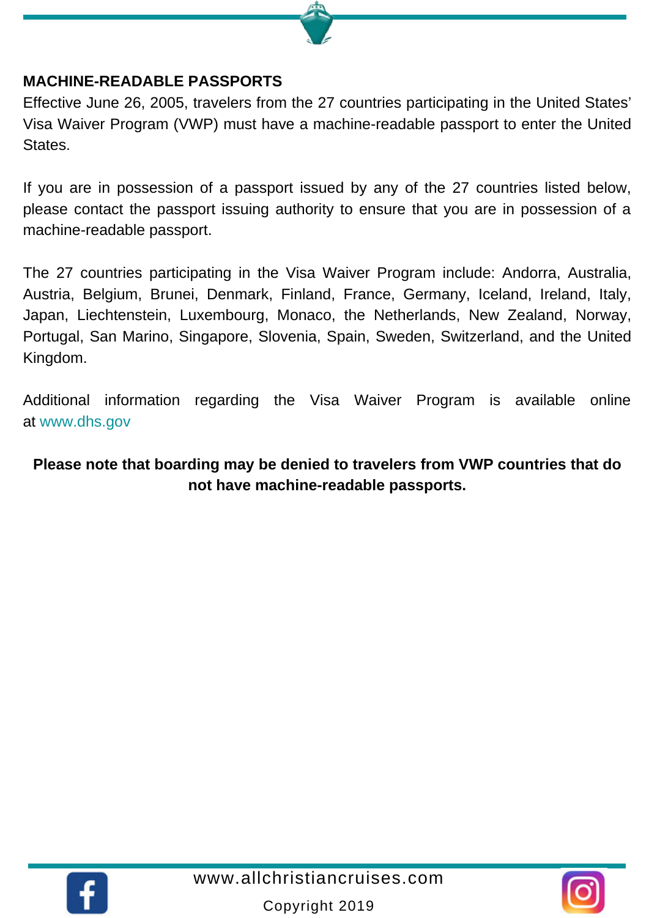## MACHINE-READABLE PASSPORTS

Effective June 26, 2005, travelers from the 27 countries participating in the United States' Visa Waiver Program (VWP) must have a machine-readable passport to enter the United States.

If you are in possession of a passport issued by any of the 27 countries listed below, please contact the passport issuing authority to ensure that you are in possession of a machine-readable passport.

The 27 countries participating in the Visa Waiver Program include: Andorra, Australia, Austria, Belgium, Brunei, Denmark, Finland, France, Germany, Iceland, Ireland, Italy, Japan, Liechtenstein, Luxembourg, Monaco, the Netherlands, New Zealand, Norway, Portugal, San Marino, Singapore, Slovenia, Spain, Sweden, Switzerland, and the United Kingdom.

Additional information regarding the Visa Waiver Program is available online at www.dhs.gov

**Please note that boarding may be denied to travelers from VWP countries that do not have machine-readable passports.**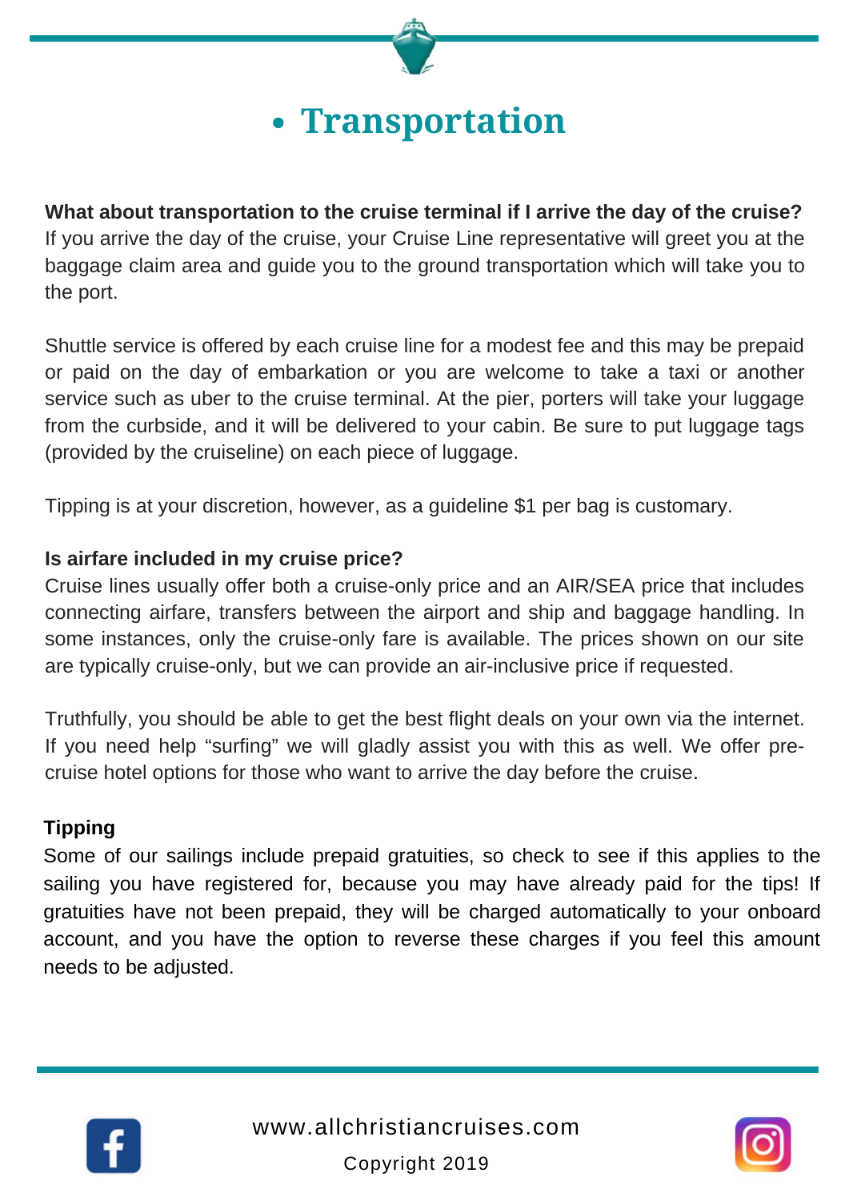# • Transportation

**What about transportation to the cruise terminal if I arrive the day of the cruise?**
If you arrive the day of the cruise, your Cruise Line representative will greet you at the baggage claim area and guide you to the ground transportation which will take you to the port.

Shuttle service is offered by each cruise line for a modest fee and this may be prepaid or paid on the day of embarkation or you are welcome to take a taxi or another service such as uber to the cruise terminal. At the pier, porters will take your luggage from the curbside, and it will be delivered to your cabin. Be sure to put luggage tags (provided by the cruiseline) on each piece of luggage.

Tipping is at your discretion, however, as a guideline $1 per bag is customary.

**Is airfare included in my cruise price?**
Cruise lines usually offer both a cruise-only price and an AIR/SEA price that includes connecting airfare, transfers between the airport and ship and baggage handling. In some instances, only the cruise-only fare is available. The prices shown on our site are typically cruise-only, but we can provide an air-inclusive price if requested.

Truthfully, you should be able to get the best flight deals on your own via the internet. If you need help "surfing" we will gladly assist you with this as well. We offer pre-cruise hotel options for those who want to arrive the day before the cruise.

**Tipping**
Some of our sailings include prepaid gratuities, so check to see if this applies to the sailing you have registered for, because you may have already paid for the tips! If gratuities have not been prepaid, they will be charged automatically to your onboard account, and you have the option to reverse these charges if you feel this amount needs to be adjusted.

www.allchristiancruises.com

Copyright 2019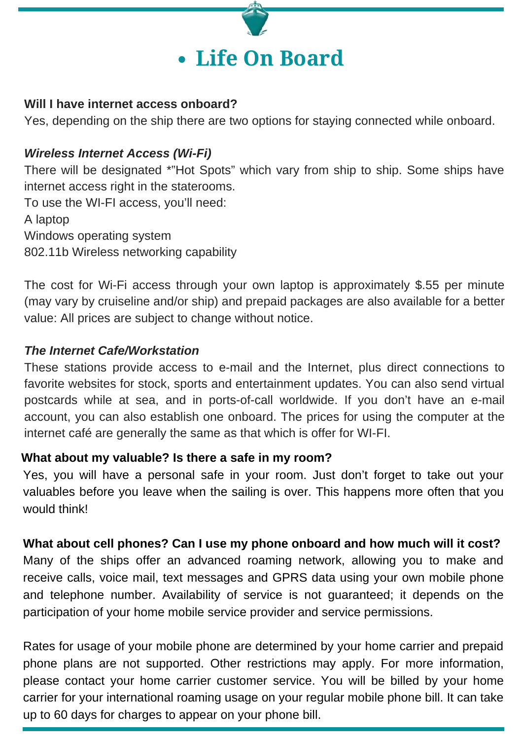# • Life On Board

**Will I have internet access onboard?**

Yes, depending on the ship there are two options for staying connected while onboard.

***Wireless Internet Access (Wi-Fi)***

There will be designated *"Hot Spots" which vary from ship to ship. Some ships have internet access right in the staterooms.

To use the WI-FI access, you'll need:

A laptop

Windows operating system

802.11b Wireless networking capability

The cost for Wi-Fi access through your own laptop is approximately $.55 per minute (may vary by cruiseline and/or ship) and prepaid packages are also available for a better value: All prices are subject to change without notice.

***The Internet Cafe/Workstation***

These stations provide access to e-mail and the Internet, plus direct connections to favorite websites for stock, sports and entertainment updates. You can also send virtual postcards while at sea, and in ports-of-call worldwide. If you don't have an e-mail account, you can also establish one onboard. The prices for using the computer at the internet café are generally the same as that which is offer for WI-FI.

**What about my valuable? Is there a safe in my room?**

Yes, you will have a personal safe in your room. Just don't forget to take out your valuables before you leave when the sailing is over. This happens more often that you would think!

**What about cell phones? Can I use my phone onboard and how much will it cost?**

Many of the ships offer an advanced roaming network, allowing you to make and receive calls, voice mail, text messages and GPRS data using your own mobile phone and telephone number. Availability of service is not guaranteed; it depends on the participation of your home mobile service provider and service permissions.

Rates for usage of your mobile phone are determined by your home carrier and prepaid phone plans are not supported. Other restrictions may apply. For more information, please contact your home carrier customer service. You will be billed by your home carrier for your international roaming usage on your regular mobile phone bill. It can take up to 60 days for charges to appear on your phone bill.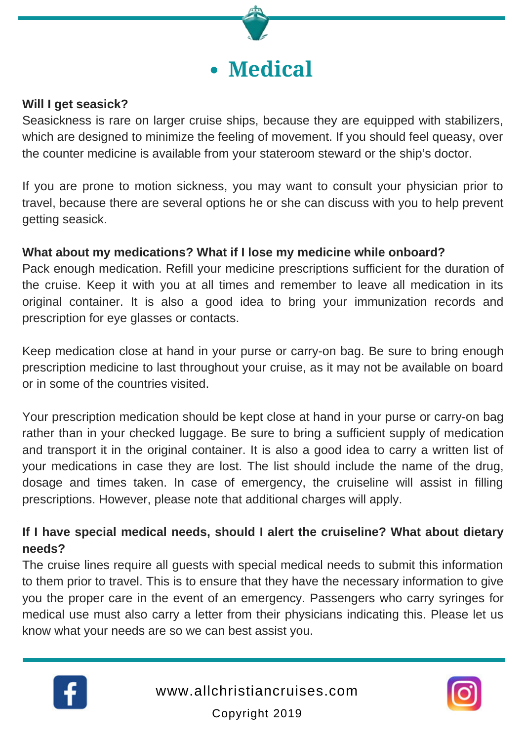# Medical

**Will I get seasick?**

Seasickness is rare on larger cruise ships, because they are equipped with stabilizers, which are designed to minimize the feeling of movement. If you should feel queasy, over the counter medicine is available from your stateroom steward or the ship's doctor.

If you are prone to motion sickness, you may want to consult your physician prior to travel, because there are several options he or she can discuss with you to help prevent getting seasick.

**What about my medications? What if I lose my medicine while onboard?**

Pack enough medication. Refill your medicine prescriptions sufficient for the duration of the cruise. Keep it with you at all times and remember to leave all medication in its original container. It is also a good idea to bring your immunization records and prescription for eye glasses or contacts.

Keep medication close at hand in your purse or carry-on bag. Be sure to bring enough prescription medicine to last throughout your cruise, as it may not be available on board or in some of the countries visited.

Your prescription medication should be kept close at hand in your purse or carry-on bag rather than in your checked luggage. Be sure to bring a sufficient supply of medication and transport it in the original container. It is also a good idea to carry a written list of your medications in case they are lost. The list should include the name of the drug, dosage and times taken. In case of emergency, the cruiseline will assist in filling prescriptions. However, please note that additional charges will apply.

**If I have special medical needs, should I alert the cruiseline? What about dietary needs?**

The cruise lines require all guests with special medical needs to submit this information to them prior to travel. This is to ensure that they have the necessary information to give you the proper care in the event of an emergency. Passengers who carry syringes for medical use must also carry a letter from their physicians indicating this. Please let us know what your needs are so we can best assist you.

www.allchristiancruises.com

Copyright 2019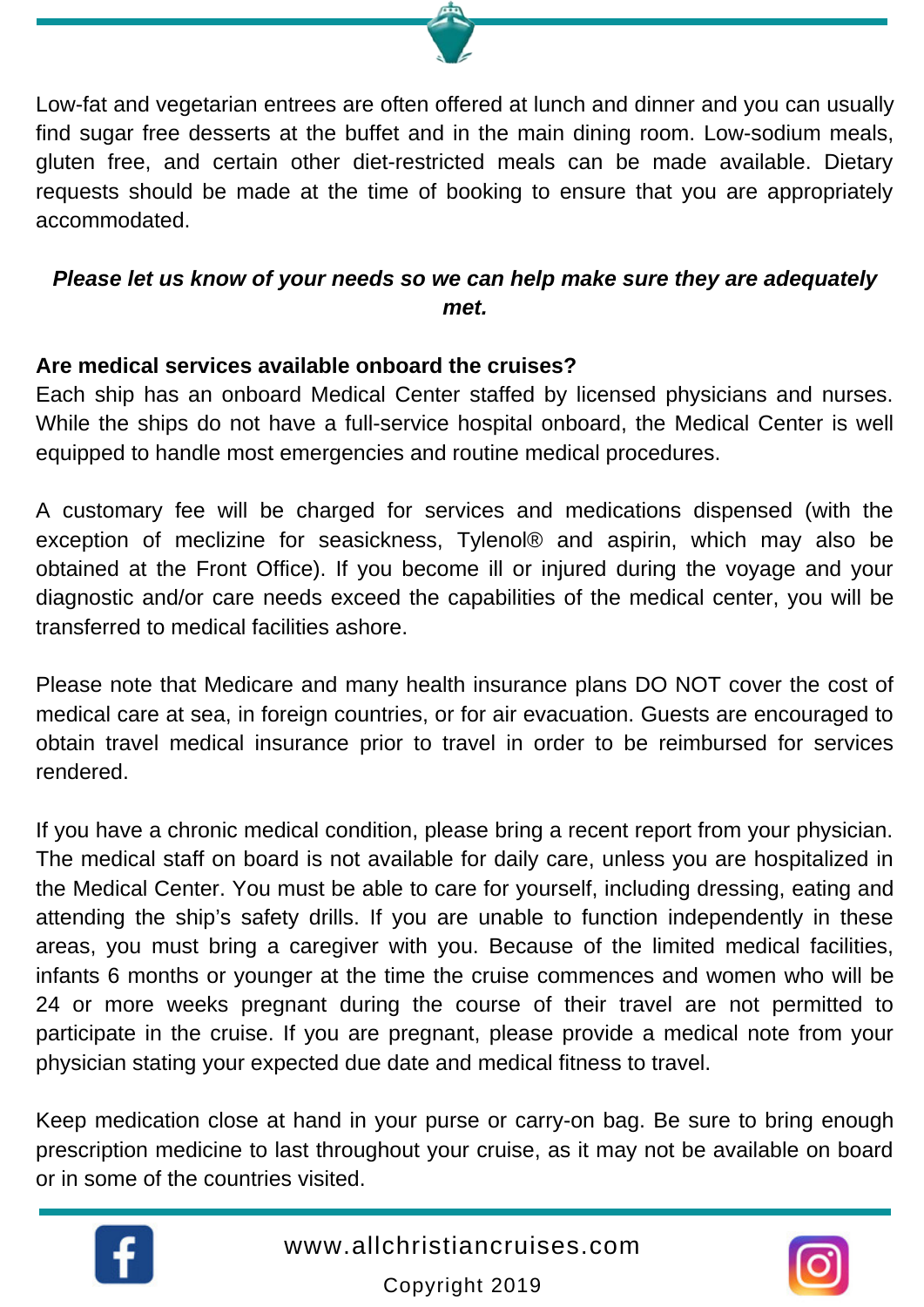Low-fat and vegetarian entrees are often offered at lunch and dinner and you can usually find sugar free desserts at the buffet and in the main dining room. Low-sodium meals, gluten free, and certain other diet-restricted meals can be made available. Dietary requests should be made at the time of booking to ensure that you are appropriately accommodated.

***Please let us know of your needs so we can help make sure they are adequately met.***

**Are medical services available onboard the cruises?**

Each ship has an onboard Medical Center staffed by licensed physicians and nurses. While the ships do not have a full-service hospital onboard, the Medical Center is well equipped to handle most emergencies and routine medical procedures.

A customary fee will be charged for services and medications dispensed (with the exception of meclizine for seasickness, Tylenol® and aspirin, which may also be obtained at the Front Office). If you become ill or injured during the voyage and your diagnostic and/or care needs exceed the capabilities of the medical center, you will be transferred to medical facilities ashore.

Please note that Medicare and many health insurance plans DO NOT cover the cost of medical care at sea, in foreign countries, or for air evacuation. Guests are encouraged to obtain travel medical insurance prior to travel in order to be reimbursed for services rendered.

If you have a chronic medical condition, please bring a recent report from your physician. The medical staff on board is not available for daily care, unless you are hospitalized in the Medical Center. You must be able to care for yourself, including dressing, eating and attending the ship's safety drills. If you are unable to function independently in these areas, you must bring a caregiver with you. Because of the limited medical facilities, infants 6 months or younger at the time the cruise commences and women who will be 24 or more weeks pregnant during the course of their travel are not permitted to participate in the cruise. If you are pregnant, please provide a medical note from your physician stating your expected due date and medical fitness to travel.

Keep medication close at hand in your purse or carry-on bag. Be sure to bring enough prescription medicine to last throughout your cruise, as it may not be available on board or in some of the countries visited.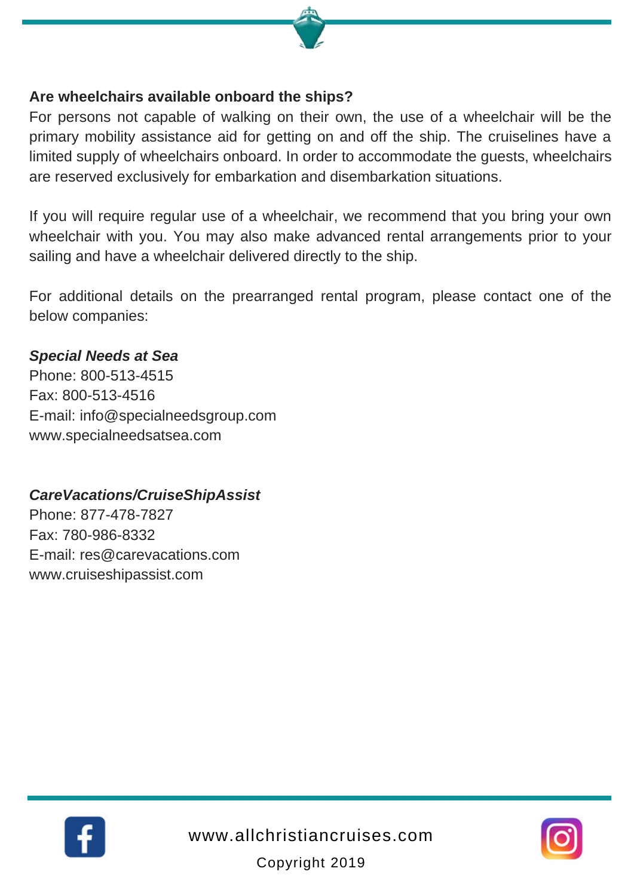**Are wheelchairs available onboard the ships?**

For persons not capable of walking on their own, the use of a wheelchair will be the primary mobility assistance aid for getting on and off the ship. The cruiselines have a limited supply of wheelchairs onboard. In order to accommodate the guests, wheelchairs are reserved exclusively for embarkation and disembarkation situations.

If you will require regular use of a wheelchair, we recommend that you bring your own wheelchair with you. You may also make advanced rental arrangements prior to your sailing and have a wheelchair delivered directly to the ship.

For additional details on the prearranged rental program, please contact one of the below companies:

***Special Needs at Sea***
Phone: 800-513-4515
Fax: 800-513-4516
E-mail: info@specialneedsgroup.com
www.specialneedsatsea.com

***CareVacations/CruiseShipAssist***
Phone: 877-478-7827
Fax: 780-986-8332
E-mail: res@carevacations.com
www.cruiseshipassist.com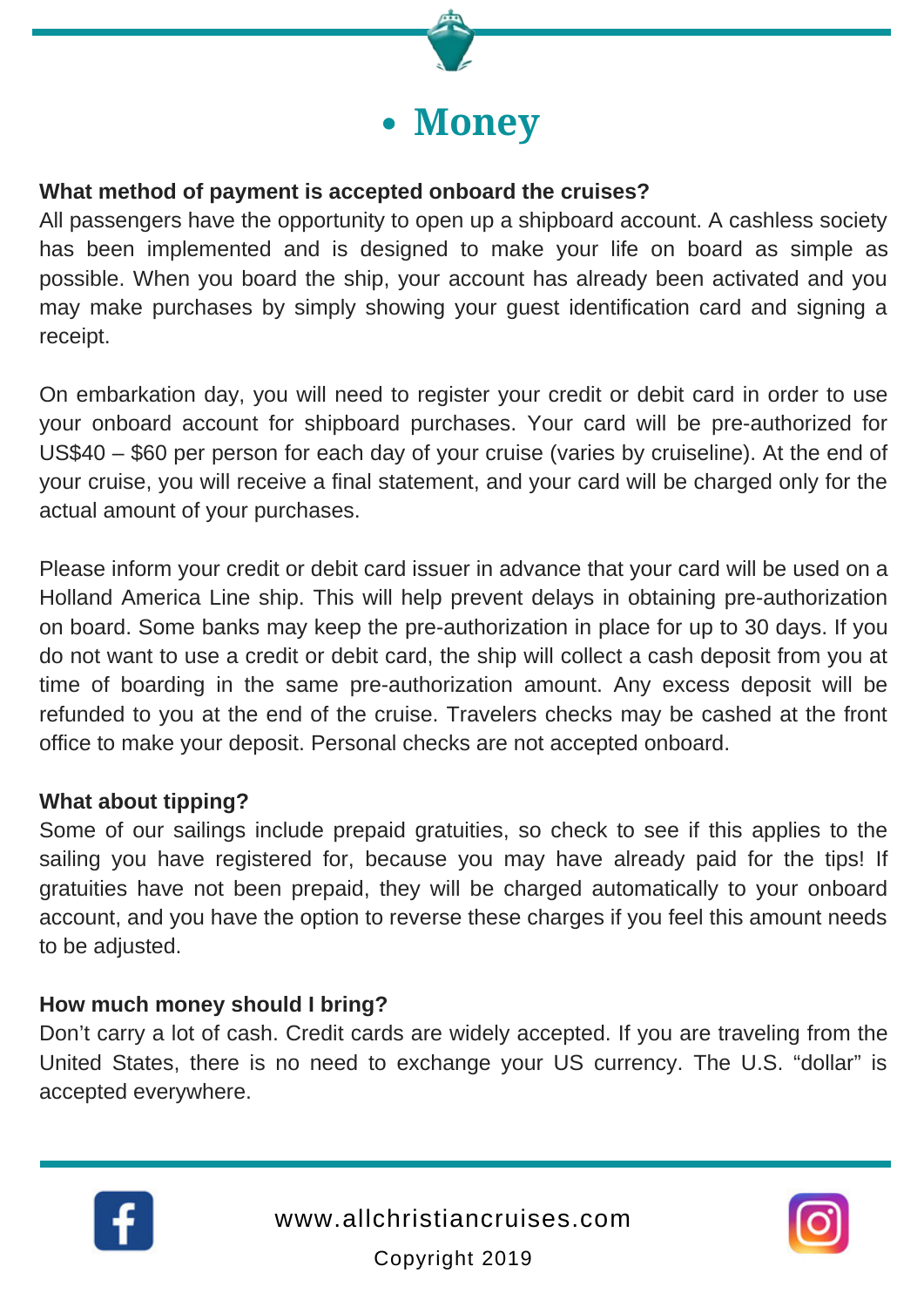# • Money

**What method of payment is accepted onboard the cruises?**

All passengers have the opportunity to open up a shipboard account. A cashless society has been implemented and is designed to make your life on board as simple as possible. When you board the ship, your account has already been activated and you may make purchases by simply showing your guest identification card and signing a receipt.

On embarkation day, you will need to register your credit or debit card in order to use your onboard account for shipboard purchases. Your card will be pre-authorized for US$40 – $60 per person for each day of your cruise (varies by cruiseline). At the end of your cruise, you will receive a final statement, and your card will be charged only for the actual amount of your purchases.

Please inform your credit or debit card issuer in advance that your card will be used on a Holland America Line ship. This will help prevent delays in obtaining pre-authorization on board. Some banks may keep the pre-authorization in place for up to 30 days. If you do not want to use a credit or debit card, the ship will collect a cash deposit from you at time of boarding in the same pre-authorization amount. Any excess deposit will be refunded to you at the end of the cruise. Travelers checks may be cashed at the front office to make your deposit. Personal checks are not accepted onboard.

**What about tipping?**

Some of our sailings include prepaid gratuities, so check to see if this applies to the sailing you have registered for, because you may have already paid for the tips! If gratuities have not been prepaid, they will be charged automatically to your onboard account, and you have the option to reverse these charges if you feel this amount needs to be adjusted.

**How much money should I bring?**

Don't carry a lot of cash. Credit cards are widely accepted. If you are traveling from the United States, there is no need to exchange your US currency. The U.S. "dollar" is accepted everywhere.

www.allchristiancruises.com

Copyright 2019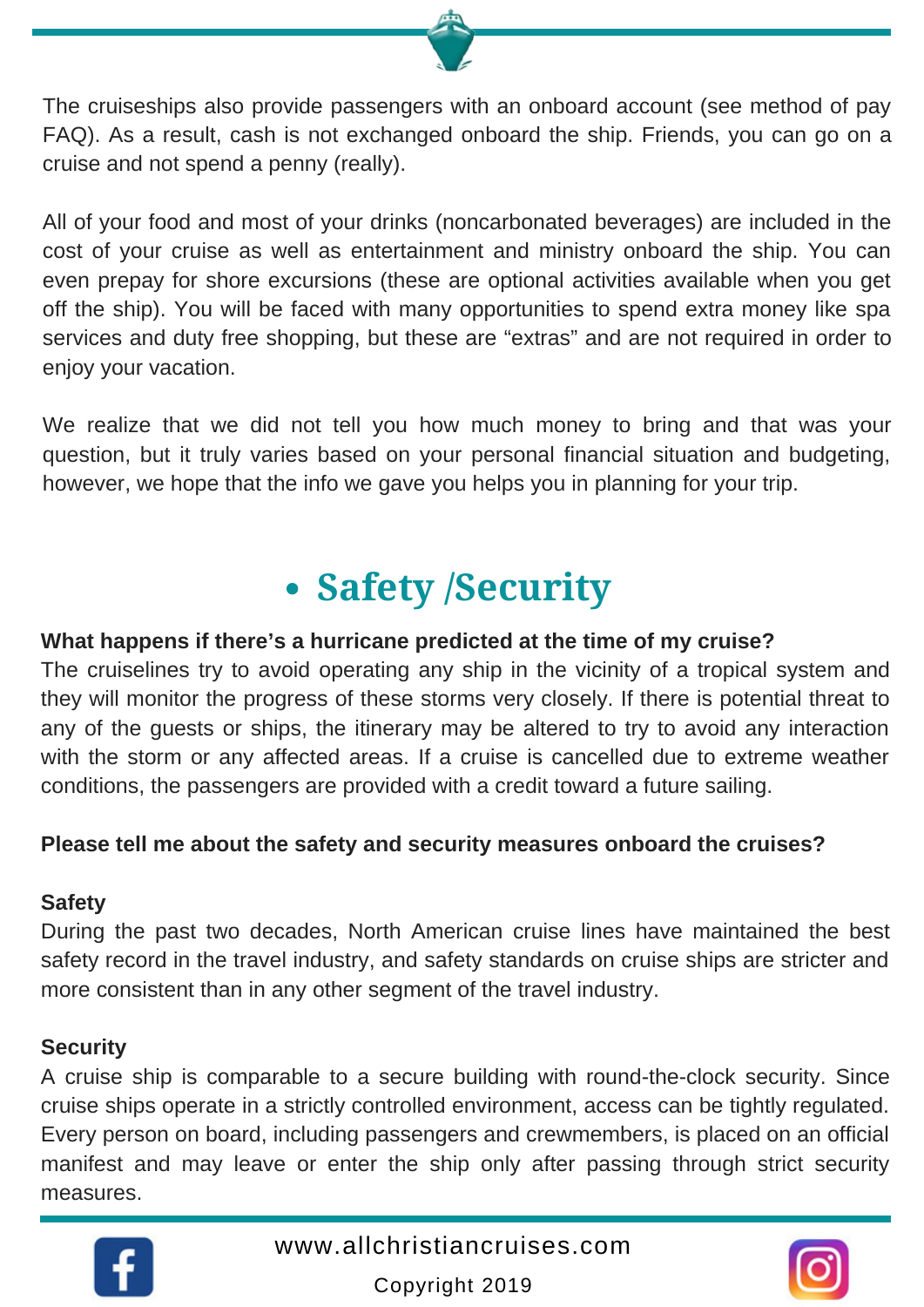The cruiseships also provide passengers with an onboard account (see method of pay FAQ). As a result, cash is not exchanged onboard the ship. Friends, you can go on a cruise and not spend a penny (really).

All of your food and most of your drinks (noncarbonated beverages) are included in the cost of your cruise as well as entertainment and ministry onboard the ship. You can even prepay for shore excursions (these are optional activities available when you get off the ship). You will be faced with many opportunities to spend extra money like spa services and duty free shopping, but these are “extras” and are not required in order to enjoy your vacation.

We realize that we did not tell you how much money to bring and that was your question, but it truly varies based on your personal financial situation and budgeting, however, we hope that the info we gave you helps you in planning for your trip.

## • Safety /Security

**What happens if there’s a hurricane predicted at the time of my cruise?**
The cruiselines try to avoid operating any ship in the vicinity of a tropical system and they will monitor the progress of these storms very closely. If there is potential threat to any of the guests or ships, the itinerary may be altered to try to avoid any interaction with the storm or any affected areas. If a cruise is cancelled due to extreme weather conditions, the passengers are provided with a credit toward a future sailing.

**Please tell me about the safety and security measures onboard the cruises?**

**Safety**
During the past two decades, North American cruise lines have maintained the best safety record in the travel industry, and safety standards on cruise ships are stricter and more consistent than in any other segment of the travel industry.

**Security**
A cruise ship is comparable to a secure building with round-the-clock security. Since cruise ships operate in a strictly controlled environment, access can be tightly regulated. Every person on board, including passengers and crewmembers, is placed on an official manifest and may leave or enter the ship only after passing through strict security measures.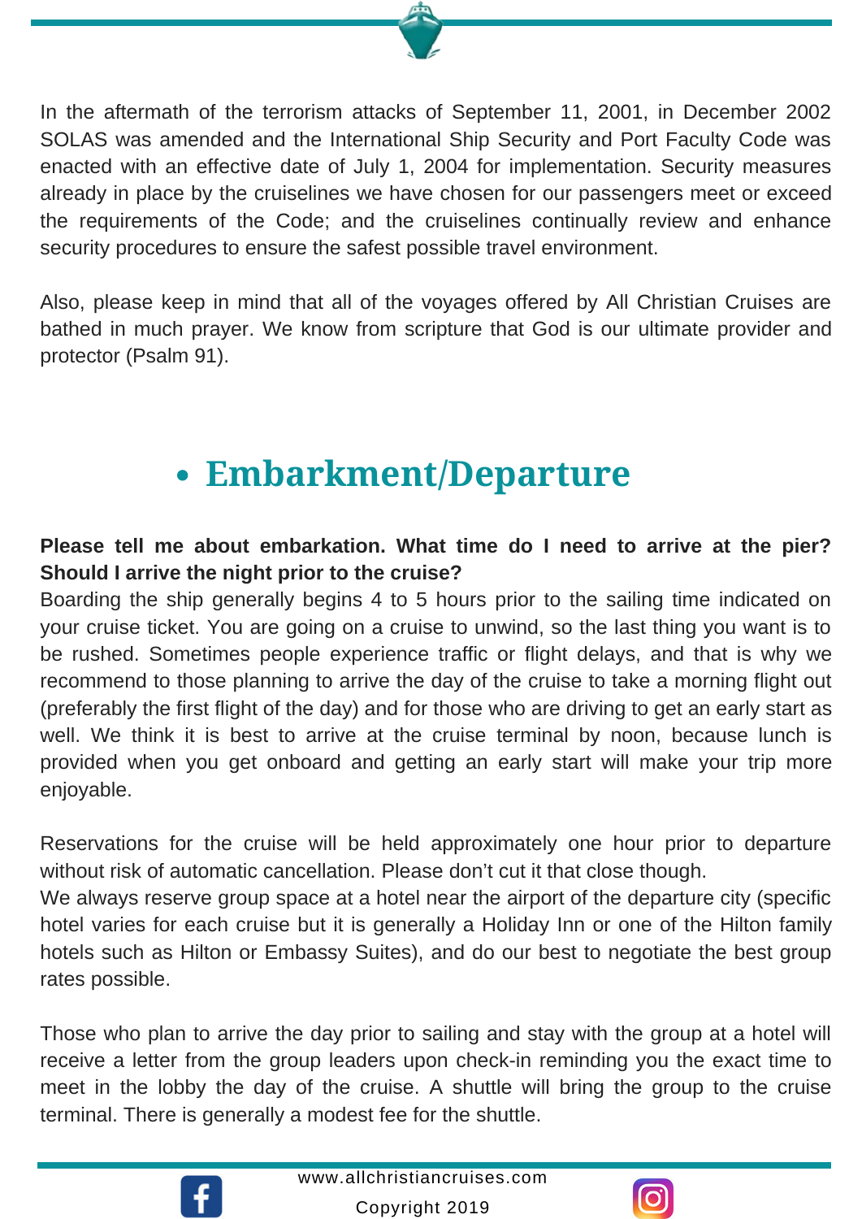In the aftermath of the terrorism attacks of September 11, 2001, in December 2002 SOLAS was amended and the International Ship Security and Port Faculty Code was enacted with an effective date of July 1, 2004 for implementation. Security measures already in place by the cruiselines we have chosen for our passengers meet or exceed the requirements of the Code; and the cruiselines continually review and enhance security procedures to ensure the safest possible travel environment.

Also, please keep in mind that all of the voyages offered by All Christian Cruises are bathed in much prayer. We know from scripture that God is our ultimate provider and protector (Psalm 91).

## • Embarkment/Departure

**Please tell me about embarkation. What time do I need to arrive at the pier? Should I arrive the night prior to the cruise?**

Boarding the ship generally begins 4 to 5 hours prior to the sailing time indicated on your cruise ticket. You are going on a cruise to unwind, so the last thing you want is to be rushed. Sometimes people experience traffic or flight delays, and that is why we recommend to those planning to arrive the day of the cruise to take a morning flight out (preferably the first flight of the day) and for those who are driving to get an early start as well. We think it is best to arrive at the cruise terminal by noon, because lunch is provided when you get onboard and getting an early start will make your trip more enjoyable.

Reservations for the cruise will be held approximately one hour prior to departure without risk of automatic cancellation. Please don't cut it that close though.

We always reserve group space at a hotel near the airport of the departure city (specific hotel varies for each cruise but it is generally a Holiday Inn or one of the Hilton family hotels such as Hilton or Embassy Suites), and do our best to negotiate the best group rates possible.

Those who plan to arrive the day prior to sailing and stay with the group at a hotel will receive a letter from the group leaders upon check-in reminding you the exact time to meet in the lobby the day of the cruise. A shuttle will bring the group to the cruise terminal. There is generally a modest fee for the shuttle.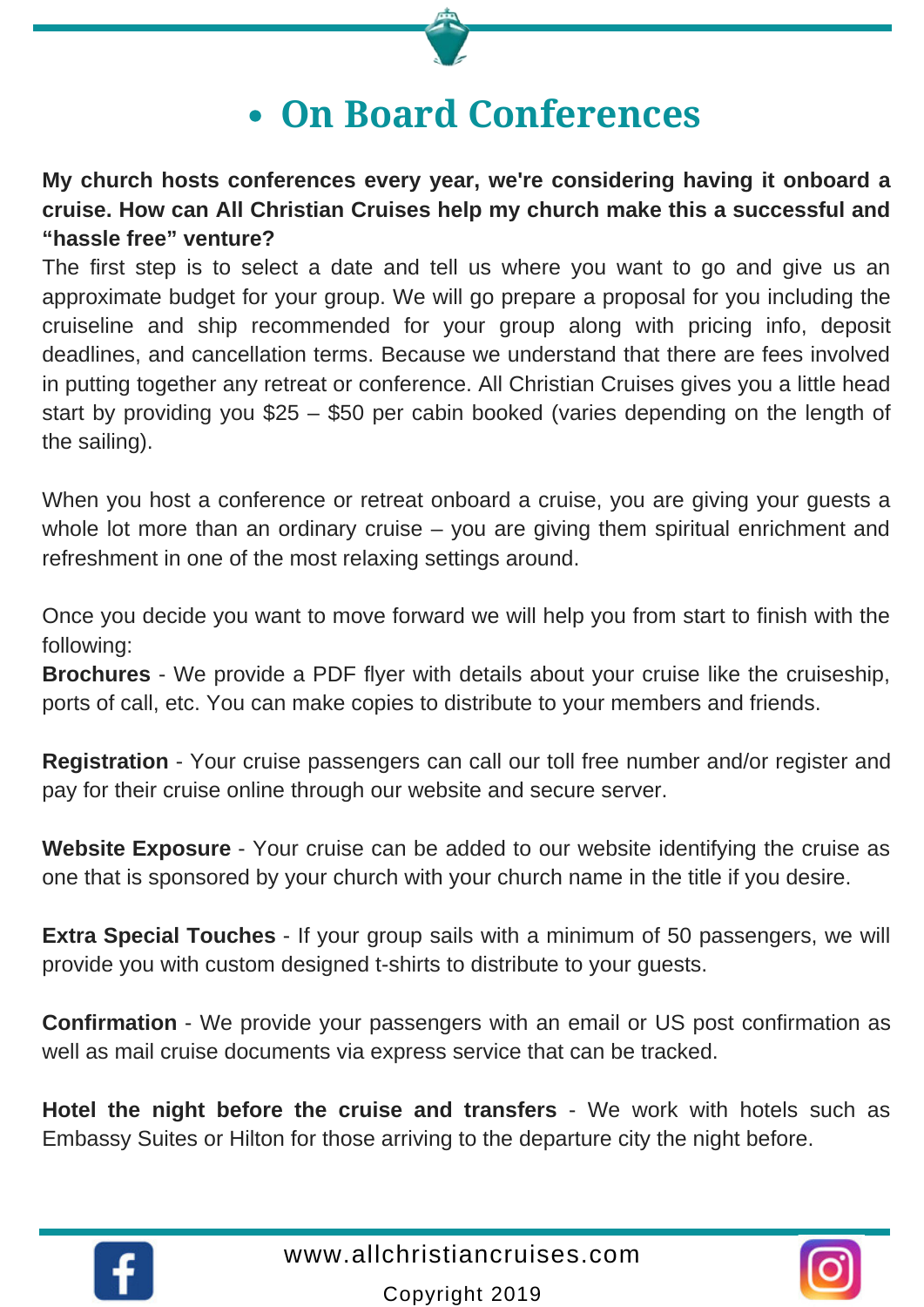# • On Board Conferences

**My church hosts conferences every year, we're considering having it onboard a cruise. How can All Christian Cruises help my church make this a successful and "hassle free" venture?**

The first step is to select a date and tell us where you want to go and give us an approximate budget for your group. We will go prepare a proposal for you including the cruiseline and ship recommended for your group along with pricing info, deposit deadlines, and cancellation terms. Because we understand that there are fees involved in putting together any retreat or conference. All Christian Cruises gives you a little head start by providing you $25 – $50 per cabin booked (varies depending on the length of the sailing).

When you host a conference or retreat onboard a cruise, you are giving your guests a whole lot more than an ordinary cruise – you are giving them spiritual enrichment and refreshment in one of the most relaxing settings around.

Once you decide you want to move forward we will help you from start to finish with the following:

**Brochures** - We provide a PDF flyer with details about your cruise like the cruiseship, ports of call, etc. You can make copies to distribute to your members and friends.

**Registration** - Your cruise passengers can call our toll free number and/or register and pay for their cruise online through our website and secure server.

**Website Exposure** - Your cruise can be added to our website identifying the cruise as one that is sponsored by your church with your church name in the title if you desire.

**Extra Special Touches** - If your group sails with a minimum of 50 passengers, we will provide you with custom designed t-shirts to distribute to your guests.

**Confirmation** - We provide your passengers with an email or US post confirmation as well as mail cruise documents via express service that can be tracked.

**Hotel the night before the cruise and transfers** - We work with hotels such as Embassy Suites or Hilton for those arriving to the departure city the night before.

www.allchristiancruises.com

Copyright 2019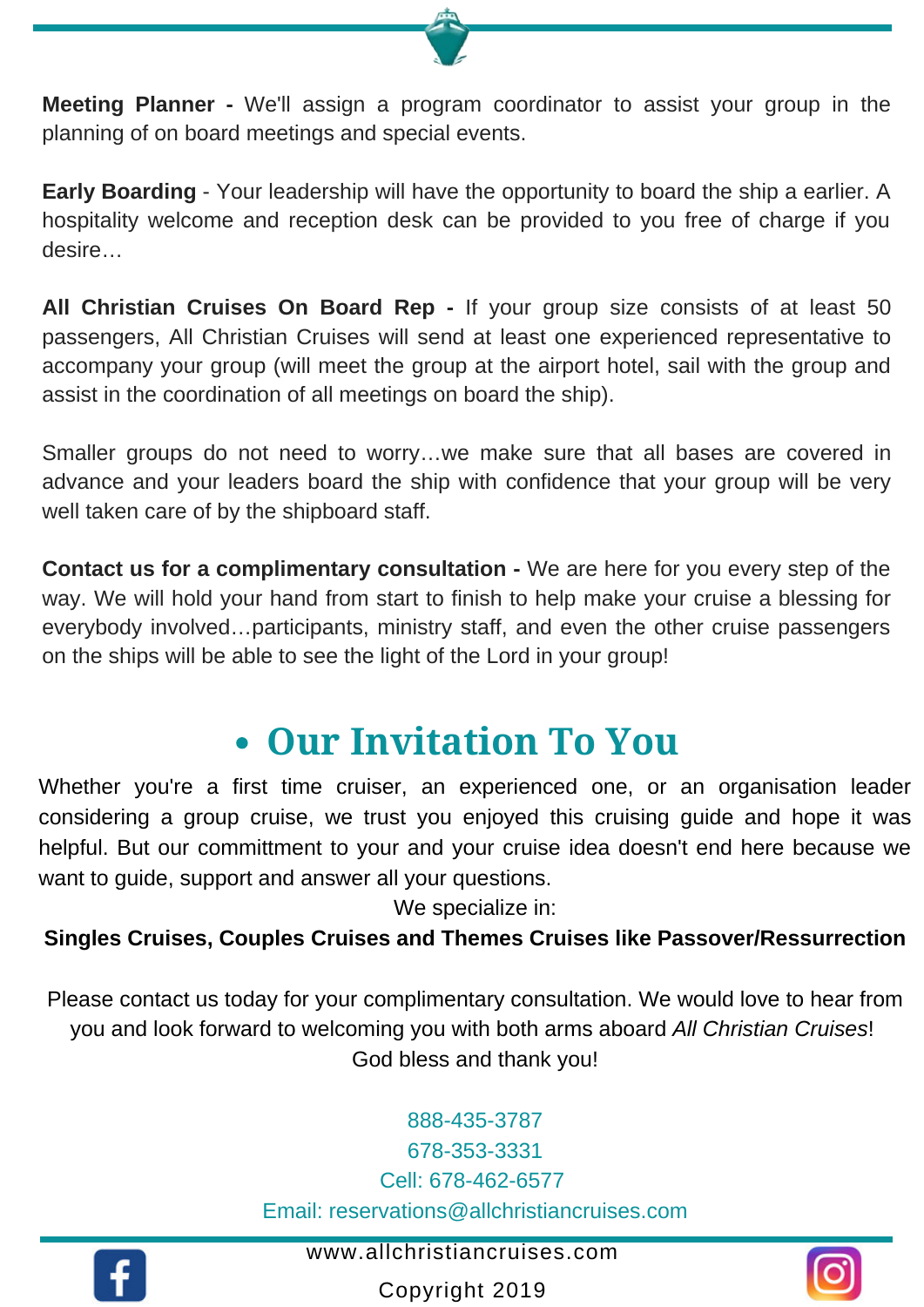**Meeting Planner -** We'll assign a program coordinator to assist your group in the planning of on board meetings and special events.

**Early Boarding** - Your leadership will have the opportunity to board the ship a earlier. A hospitality welcome and reception desk can be provided to you free of charge if you desire…

**All Christian Cruises On Board Rep -** If your group size consists of at least 50 passengers, All Christian Cruises will send at least one experienced representative to accompany your group (will meet the group at the airport hotel, sail with the group and assist in the coordination of all meetings on board the ship).

Smaller groups do not need to worry…we make sure that all bases are covered in advance and your leaders board the ship with confidence that your group will be very well taken care of by the shipboard staff.

**Contact us for a complimentary consultation -** We are here for you every step of the way. We will hold your hand from start to finish to help make your cruise a blessing for everybody involved…participants, ministry staff, and even the other cruise passengers on the ships will be able to see the light of the Lord in your group!

## • Our Invitation To You

Whether you're a first time cruiser, an experienced one, or an organisation leader considering a group cruise, we trust you enjoyed this cruising guide and hope it was helpful. But our committment to your and your cruise idea doesn't end here because we want to guide, support and answer all your questions.

We specialize in:

**Singles Cruises, Couples Cruises and Themes Cruises like Passover/Ressurrection**

Please contact us today for your complimentary consultation. We would love to hear from you and look forward to welcoming you with both arms aboard *All Christian Cruises*!
God bless and thank you!

888-435-3787
678-353-3331
Cell: 678-462-6577
Email: reservations@allchristiancruises.com

www.allchristiancruises.com

Copyright 2019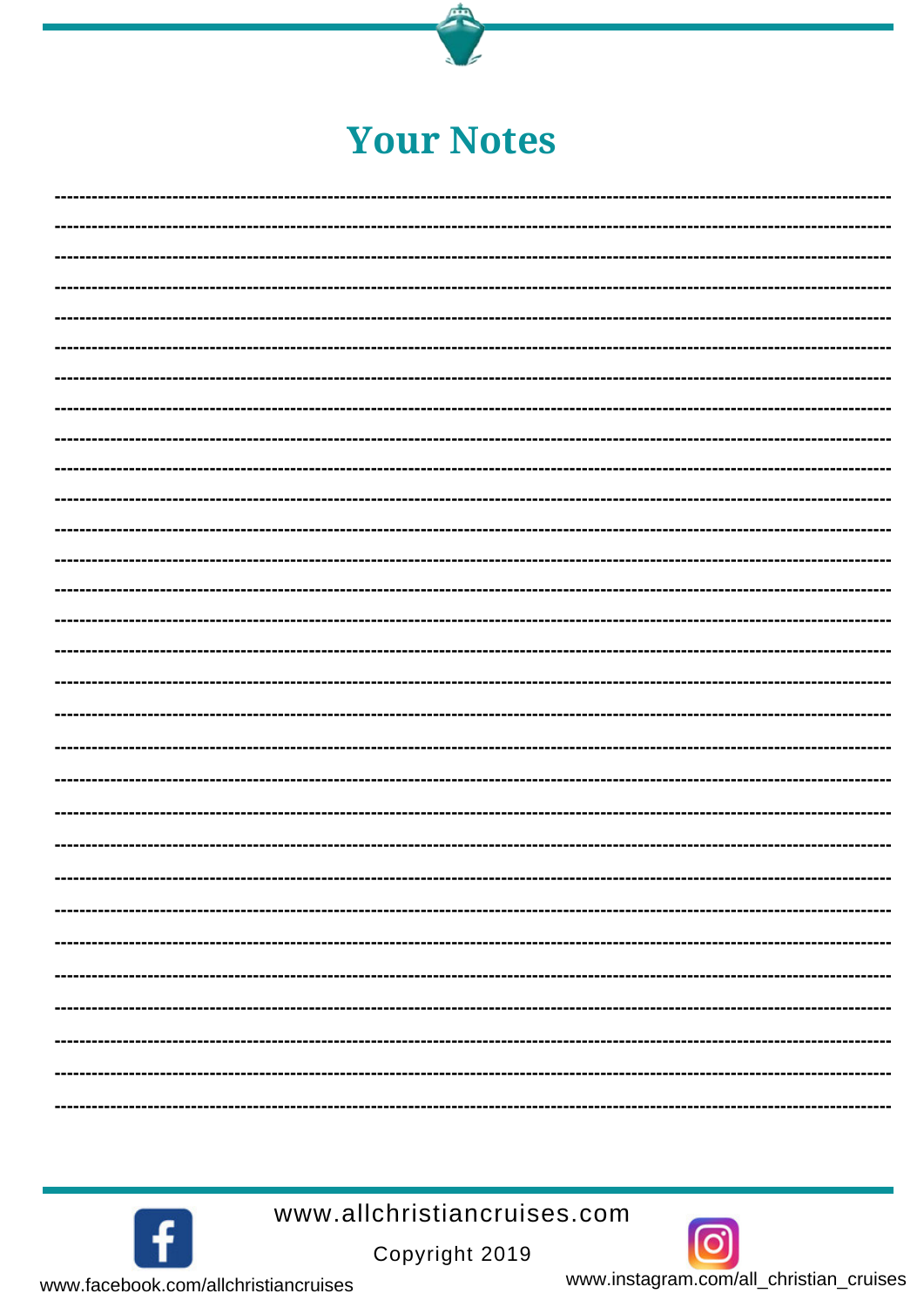# Your Notes

www.allchristiancruises.com

Copyright 2019

www.facebook.com/allchristiancruises

www.instagram.com/all_christian_cruises